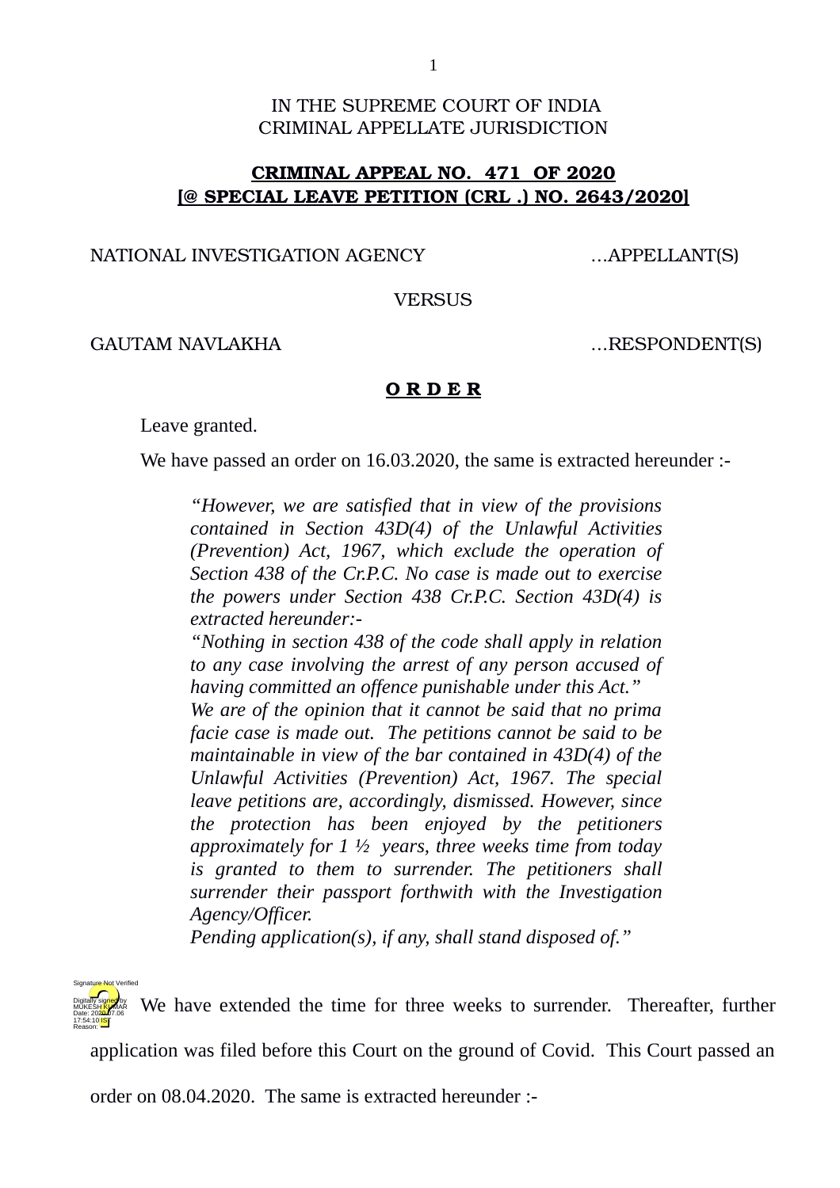IN THE SUPREME COURT OF INDIA
CRIMINAL APPELLATE JURISDICTION

**CRIMINAL APPEAL NO. 471 OF 2020**
**[@ SPECIAL LEAVE PETITION (CRL .) NO. 2643/2020]**

NATIONAL INVESTIGATION AGENCY …APPELLANT(S)

VERSUS

GAUTAM NAVLAKHA …RESPONDENT(S)

**O R D E R**

Leave granted.

We have passed an order on 16.03.2020, the same is extracted hereunder :-

> *"However, we are satisfied that in view of the provisions contained in Section 43D(4) of the Unlawful Activities (Prevention) Act, 1967, which exclude the operation of Section 438 of the Cr.P.C. No case is made out to exercise the powers under Section 438 Cr.P.C. Section 43D(4) is extracted hereunder:-*
>
> *"Nothing in section 438 of the code shall apply in relation to any case involving the arrest of any person accused of having committed an offence punishable under this Act."*
>
> *We are of the opinion that it cannot be said that no prima facie case is made out. The petitions cannot be said to be maintainable in view of the bar contained in 43D(4) of the Unlawful Activities (Prevention) Act, 1967. The special leave petitions are, accordingly, dismissed. However, since the protection has been enjoyed by the petitioners approximately for 1 ½ years, three weeks time from today is granted to them to surrender. The petitioners shall surrender their passport forthwith with the Investigation Agency/Officer.*
>
> *Pending application(s), if any, shall stand disposed of."*

We have extended the time for three weeks to surrender. Thereafter, further application was filed before this Court on the ground of Covid. This Court passed an order on 08.04.2020. The same is extracted hereunder :-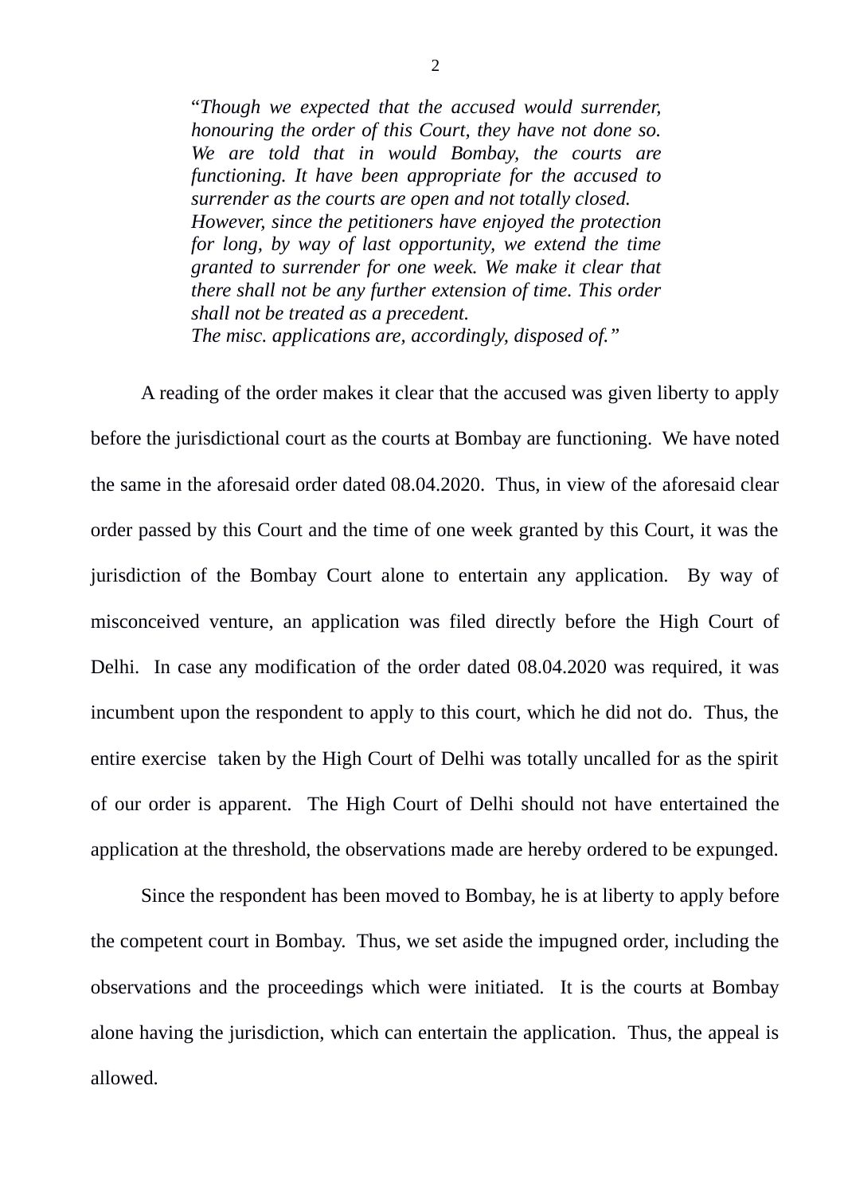> "*Though we expected that the accused would surrender, honouring the order of this Court, they have not done so. We are told that in would Bombay, the courts are functioning. It have been appropriate for the accused to surrender as the courts are open and not totally closed.*
> *However, since the petitioners have enjoyed the protection for long, by way of last opportunity, we extend the time granted to surrender for one week. We make it clear that there shall not be any further extension of time. This order shall not be treated as a precedent.*
> *The misc. applications are, accordingly, disposed of.*"

A reading of the order makes it clear that the accused was given liberty to apply before the jurisdictional court as the courts at Bombay are functioning. We have noted the same in the aforesaid order dated 08.04.2020. Thus, in view of the aforesaid clear order passed by this Court and the time of one week granted by this Court, it was the jurisdiction of the Bombay Court alone to entertain any application. By way of misconceived venture, an application was filed directly before the High Court of Delhi. In case any modification of the order dated 08.04.2020 was required, it was incumbent upon the respondent to apply to this court, which he did not do. Thus, the entire exercise taken by the High Court of Delhi was totally uncalled for as the spirit of our order is apparent. The High Court of Delhi should not have entertained the application at the threshold, the observations made are hereby ordered to be expunged.

Since the respondent has been moved to Bombay, he is at liberty to apply before the competent court in Bombay. Thus, we set aside the impugned order, including the observations and the proceedings which were initiated. It is the courts at Bombay alone having the jurisdiction, which can entertain the application. Thus, the appeal is allowed.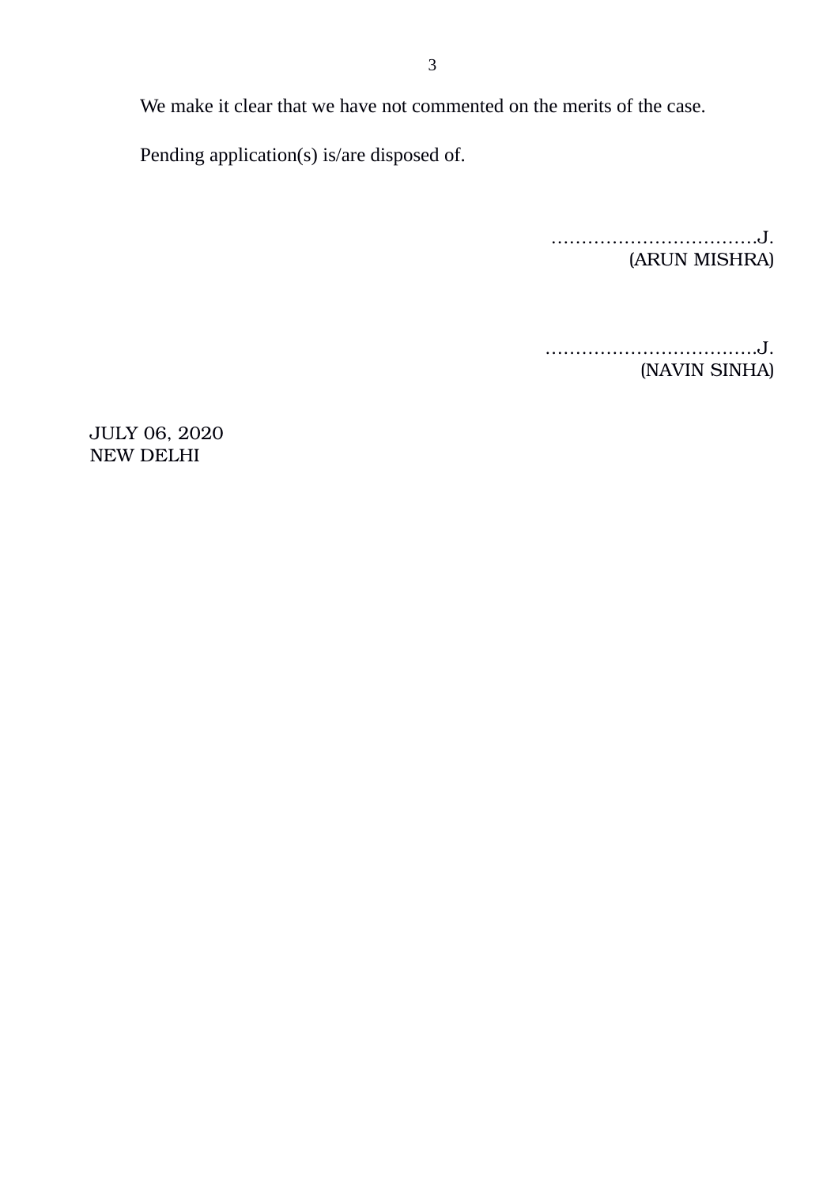We make it clear that we have not commented on the merits of the case.

Pending application(s) is/are disposed of.

……………………………J.
(ARUN MISHRA)

…………………………….J.
(NAVIN SINHA)

JULY 06, 2020
NEW DELHI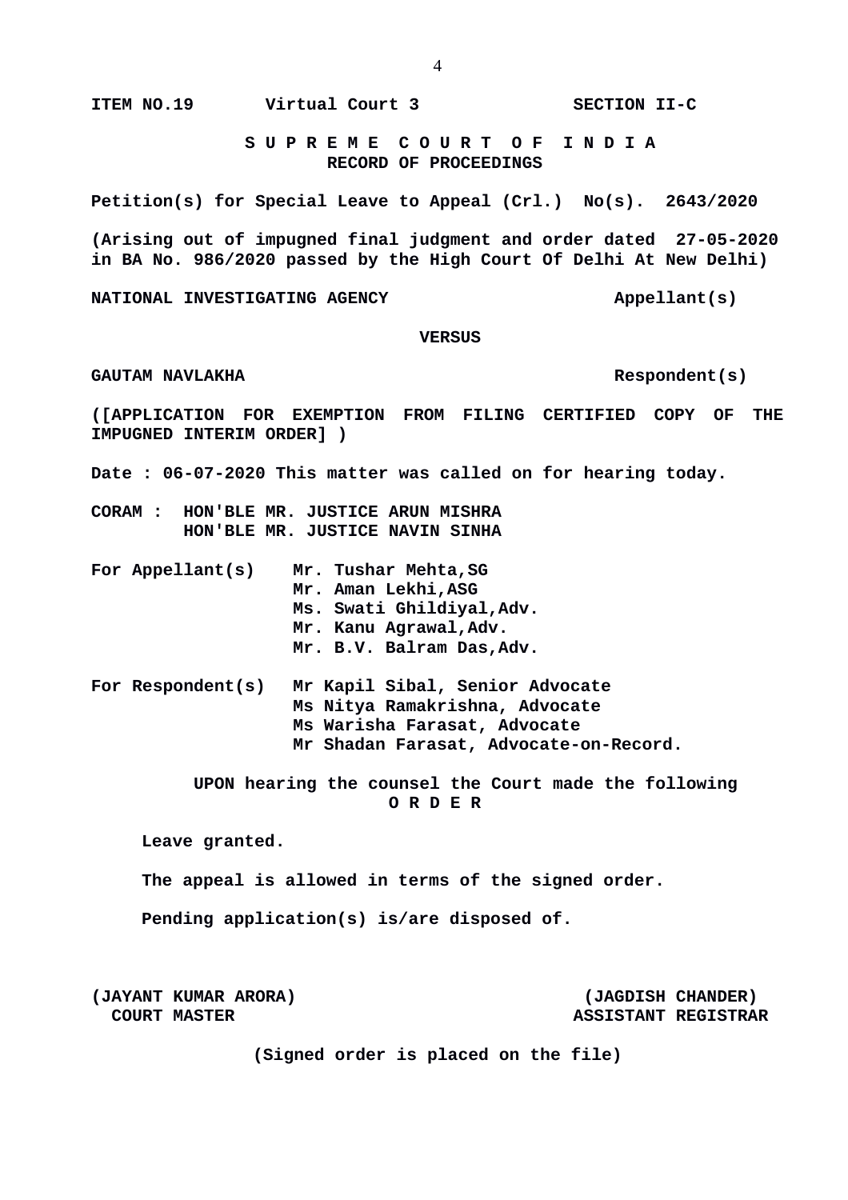ITEM NO.19 Virtual Court 3 SECTION II-C

**S U P R E M E C O U R T O F I N D I A**
**RECORD OF PROCEEDINGS**

**Petition(s) for Special Leave to Appeal (Crl.) No(s). 2643/2020**

**(Arising out of impugned final judgment and order dated 27-05-2020 in BA No. 986/2020 passed by the High Court Of Delhi At New Delhi)**

**NATIONAL INVESTIGATING AGENCY** Appellant(s)

**VERSUS**

**GAUTAM NAVLAKHA** Respondent(s)

**([APPLICATION FOR EXEMPTION FROM FILING CERTIFIED COPY OF THE IMPUGNED INTERIM ORDER] )**

**Date : 06-07-2020 This matter was called on for hearing today.**

**CORAM : HON'BLE MR. JUSTICE ARUN MISHRA**
**HON'BLE MR. JUSTICE NAVIN SINHA**

For Appellant(s) Mr. Tushar Mehta,SG
Mr. Aman Lekhi,ASG
Ms. Swati Ghildiyal,Adv.
Mr. Kanu Agrawal,Adv.
Mr. B.V. Balram Das,Adv.

For Respondent(s) Mr Kapil Sibal, Senior Advocate
Ms Nitya Ramakrishna, Advocate
Ms Warisha Farasat, Advocate
Mr Shadan Farasat, Advocate-on-Record.

UPON hearing the counsel the Court made the following

**O R D E R**

Leave granted.

The appeal is allowed in terms of the signed order.

Pending application(s) is/are disposed of.

(JAYANT KUMAR ARORA) (JAGDISH CHANDER)
COURT MASTER ASSISTANT REGISTRAR

(Signed order is placed on the file)